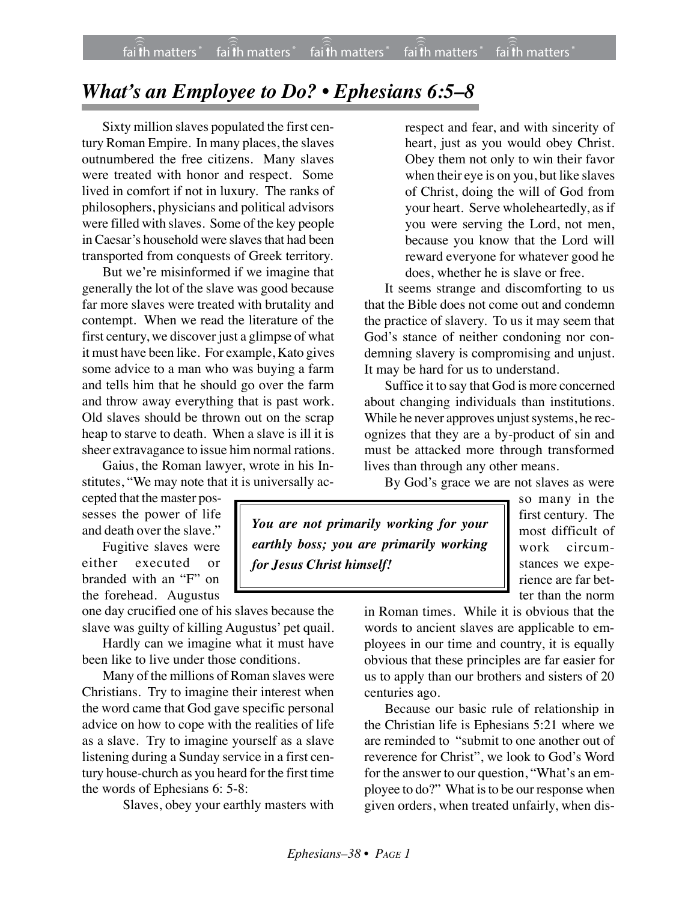# *What's an Employee to Do? • Ephesians 6:5–8*

Sixty million slaves populated the first century Roman Empire. In many places, the slaves outnumbered the free citizens. Many slaves were treated with honor and respect. Some lived in comfort if not in luxury. The ranks of philosophers, physicians and political advisors were filled with slaves. Some of the key people in Caesar's household were slaves that had been transported from conquests of Greek territory.

But we're misinformed if we imagine that generally the lot of the slave was good because far more slaves were treated with brutality and contempt. When we read the literature of the first century, we discover just a glimpse of what it must have been like. For example, Kato gives some advice to a man who was buying a farm and tells him that he should go over the farm and throw away everything that is past work. Old slaves should be thrown out on the scrap heap to starve to death. When a slave is ill it is sheer extravagance to issue him normal rations.

Gaius, the Roman lawyer, wrote in his Institutes, "We may note that it is universally accepted that the master possesses the power of life and death over the slave."

Fugitive slaves were either executed or branded with an "F" on the forehead. Augustus one day crucified one of his slaves because the slave was guilty of killing Augustus' pet quail.

Hardly can we imagine what it must have been like to live under those conditions.

Many of the millions of Roman slaves were Christians. Try to imagine their interest when the word came that God gave specific personal advice on how to cope with the realities of life as a slave. Try to imagine yourself as a slave listening during a Sunday service in a first century house-church as you heard for the first time the words of Ephesians 6: 5-8:

> Slaves, obey your earthly masters with respect and fear, and with sincerity of heart, just as you would obey Christ. Obey them not only to win their favor when their eye is on you, but like slaves of Christ, doing the will of God from your heart. Serve wholeheartedly, as if you were serving the Lord, not men, because you know that the Lord will reward everyone for whatever good he does, whether he is slave or free.

It seems strange and discomforting to us that the Bible does not come out and condemn the practice of slavery. To us it may seem that God's stance of neither condoning nor condemning slavery is compromising and unjust. It may be hard for us to understand.

Suffice it to say that God is more concerned about changing individuals than institutions. While he never approves unjust systems, he recognizes that they are a by-product of sin and must be attacked more through transformed lives than through any other means.

> ***You are not primarily working for your earthly boss; you are primarily working for Jesus Christ himself!***

By God's grace we are not slaves as were so many in the first century. The most difficult of work circumstances we experience are far better than the norm in Roman times. While it is obvious that the words to ancient slaves are applicable to employees in our time and country, it is equally obvious that these principles are far easier for us to apply than our brothers and sisters of 20 centuries ago.

Because our basic rule of relationship in the Christian life is Ephesians 5:21 where we are reminded to "submit to one another out of reverence for Christ", we look to God's Word for the answer to our question, "What's an employee to do?" What is to be our response when given orders, when treated unfairly, when dis-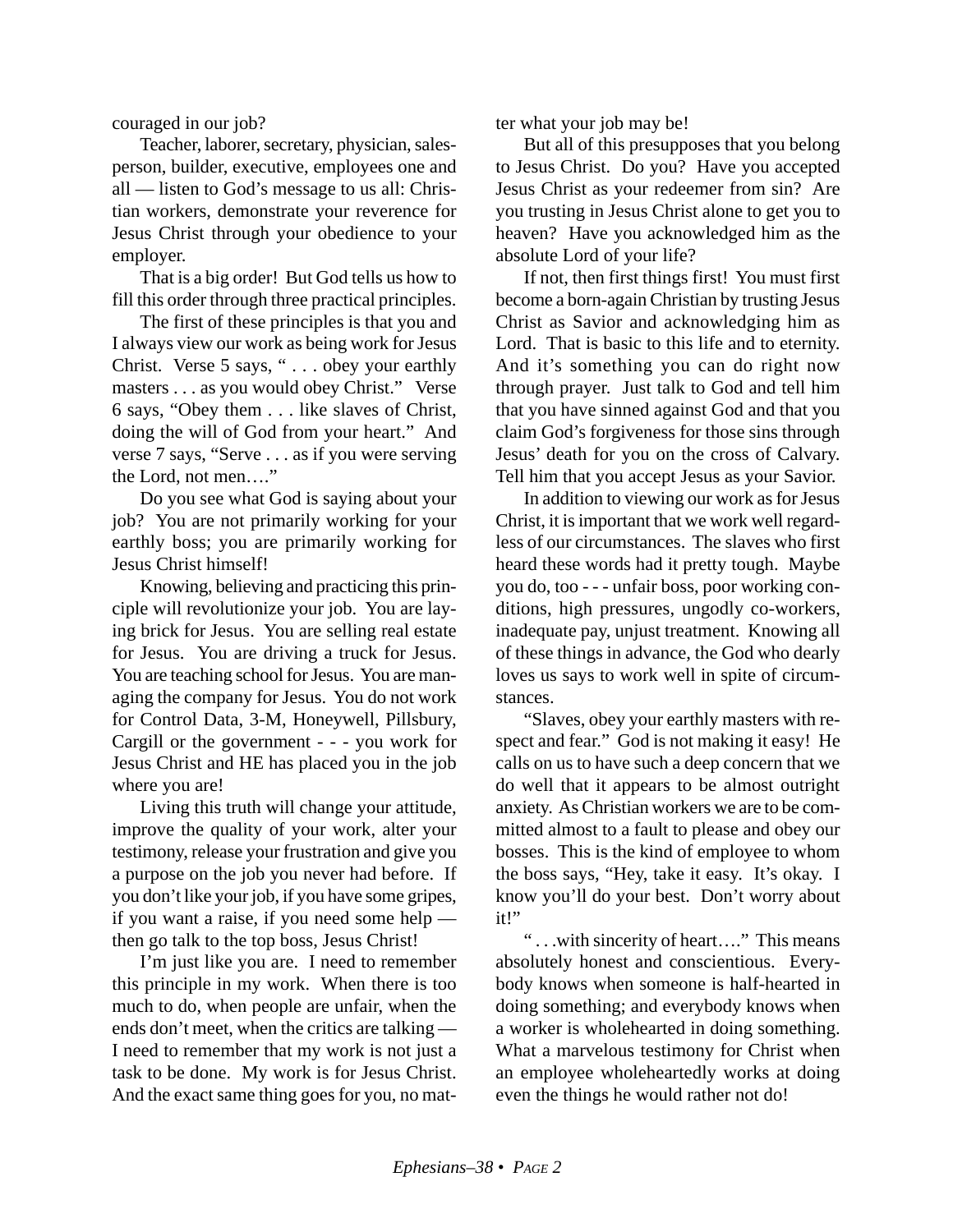couraged in our job?

Teacher, laborer, secretary, physician, salesperson, builder, executive, employees one and all — listen to God's message to us all: Christian workers, demonstrate your reverence for Jesus Christ through your obedience to your employer.

That is a big order! But God tells us how to fill this order through three practical principles.

The first of these principles is that you and I always view our work as being work for Jesus Christ. Verse 5 says, " . . . obey your earthly masters . . . as you would obey Christ." Verse 6 says, "Obey them . . . like slaves of Christ, doing the will of God from your heart." And verse 7 says, "Serve . . . as if you were serving the Lord, not men…."

Do you see what God is saying about your job? You are not primarily working for your earthly boss; you are primarily working for Jesus Christ himself!

Knowing, believing and practicing this principle will revolutionize your job. You are laying brick for Jesus. You are selling real estate for Jesus. You are driving a truck for Jesus. You are teaching school for Jesus. You are managing the company for Jesus. You do not work for Control Data, 3-M, Honeywell, Pillsbury, Cargill or the government - - - you work for Jesus Christ and HE has placed you in the job where you are!

Living this truth will change your attitude, improve the quality of your work, alter your testimony, release your frustration and give you a purpose on the job you never had before. If you don't like your job, if you have some gripes, if you want a raise, if you need some help — then go talk to the top boss, Jesus Christ!

I'm just like you are. I need to remember this principle in my work. When there is too much to do, when people are unfair, when the ends don't meet, when the critics are talking — I need to remember that my work is not just a task to be done. My work is for Jesus Christ. And the exact same thing goes for you, no matter what your job may be!

But all of this presupposes that you belong to Jesus Christ. Do you? Have you accepted Jesus Christ as your redeemer from sin? Are you trusting in Jesus Christ alone to get you to heaven? Have you acknowledged him as the absolute Lord of your life?

If not, then first things first! You must first become a born-again Christian by trusting Jesus Christ as Savior and acknowledging him as Lord. That is basic to this life and to eternity. And it's something you can do right now through prayer. Just talk to God and tell him that you have sinned against God and that you claim God's forgiveness for those sins through Jesus' death for you on the cross of Calvary. Tell him that you accept Jesus as your Savior.

In addition to viewing our work as for Jesus Christ, it is important that we work well regardless of our circumstances. The slaves who first heard these words had it pretty tough. Maybe you do, too - - - unfair boss, poor working conditions, high pressures, ungodly co-workers, inadequate pay, unjust treatment. Knowing all of these things in advance, the God who dearly loves us says to work well in spite of circumstances.

"Slaves, obey your earthly masters with respect and fear." God is not making it easy! He calls on us to have such a deep concern that we do well that it appears to be almost outright anxiety. As Christian workers we are to be committed almost to a fault to please and obey our bosses. This is the kind of employee to whom the boss says, "Hey, take it easy. It's okay. I know you'll do your best. Don't worry about it!"

" . . .with sincerity of heart…." This means absolutely honest and conscientious. Everybody knows when someone is half-hearted in doing something; and everybody knows when a worker is wholehearted in doing something. What a marvelous testimony for Christ when an employee wholeheartedly works at doing even the things he would rather not do!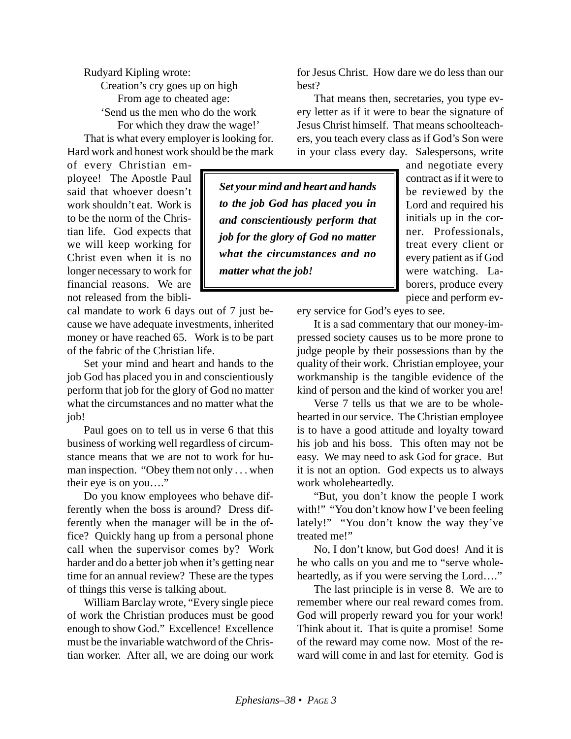Rudyard Kipling wrote:

> Creation's cry goes up on high
> From age to cheated age:
> 'Send us the men who do the work
> For which they draw the wage!'

That is what every employer is looking for. Hard work and honest work should be the mark of every Christian employee! The Apostle Paul said that whoever doesn't work shouldn't eat. Work is to be the norm of the Christian life. God expects that we will keep working for Christ even when it is no longer necessary to work for financial reasons. We are not released from the biblical mandate to work 6 days out of 7 just because we have adequate investments, inherited money or have reached 65. Work is to be part of the fabric of the Christian life.

> ***Set your mind and heart and hands to the job God has placed you in and conscientiously perform that job for the glory of God no matter what the circumstances and no matter what the job!***

Set your mind and heart and hands to the job God has placed you in and conscientiously perform that job for the glory of God no matter what the circumstances and no matter what the job!

Paul goes on to tell us in verse 6 that this business of working well regardless of circumstance means that we are not to work for human inspection. "Obey them not only . . . when their eye is on you…."

Do you know employees who behave differently when the boss is around? Dress differently when the manager will be in the office? Quickly hang up from a personal phone call when the supervisor comes by? Work harder and do a better job when it's getting near time for an annual review? These are the types of things this verse is talking about.

William Barclay wrote, "Every single piece of work the Christian produces must be good enough to show God." Excellence! Excellence must be the invariable watchword of the Christian worker. After all, we are doing our work for Jesus Christ. How dare we do less than our best?

That means then, secretaries, you type every letter as if it were to bear the signature of Jesus Christ himself. That means schoolteachers, you teach every class as if God's Son were in your class every day. Salespersons, write and negotiate every contract as if it were to be reviewed by the Lord and required his initials up in the corner. Professionals, treat every client or every patient as if God were watching. Laborers, produce every piece and perform every service for God's eyes to see.

It is a sad commentary that our money-impressed society causes us to be more prone to judge people by their possessions than by the quality of their work. Christian employee, your workmanship is the tangible evidence of the kind of person and the kind of worker you are!

Verse 7 tells us that we are to be wholehearted in our service. The Christian employee is to have a good attitude and loyalty toward his job and his boss. This often may not be easy. We may need to ask God for grace. But it is not an option. God expects us to always work wholeheartedly.

"But, you don't know the people I work with!" "You don't know how I've been feeling lately!" "You don't know the way they've treated me!"

No, I don't know, but God does! And it is he who calls on you and me to "serve wholeheartedly, as if you were serving the Lord…."

The last principle is in verse 8. We are to remember where our real reward comes from. God will properly reward you for your work! Think about it. That is quite a promise! Some of the reward may come now. Most of the reward will come in and last for eternity. God is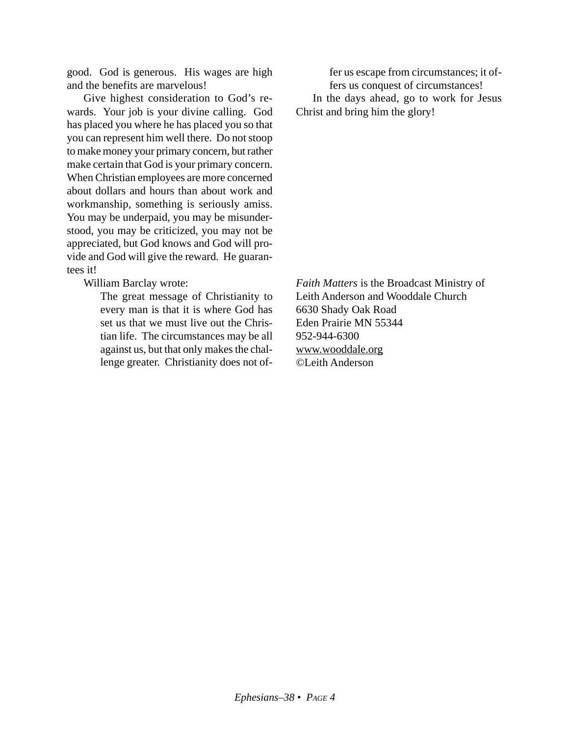good. God is generous. His wages are high and the benefits are marvelous!

Give highest consideration to God's rewards. Your job is your divine calling. God has placed you where he has placed you so that you can represent him well there. Do not stoop to make money your primary concern, but rather make certain that God is your primary concern. When Christian employees are more concerned about dollars and hours than about work and workmanship, something is seriously amiss. You may be underpaid, you may be misunderstood, you may be criticized, you may not be appreciated, but God knows and God will provide and God will give the reward. He guarantees it!

William Barclay wrote:

> The great message of Christianity to every man is that it is where God has set us that we must live out the Christian life. The circumstances may be all against us, but that only makes the challenge greater. Christianity does not offer us escape from circumstances; it offers us conquest of circumstances!

In the days ahead, go to work for Jesus Christ and bring him the glory!

*Faith Matters* is the Broadcast Ministry of
Leith Anderson and Wooddale Church
6630 Shady Oak Road
Eden Prairie MN 55344
952-944-6300
www.wooddale.org
©Leith Anderson